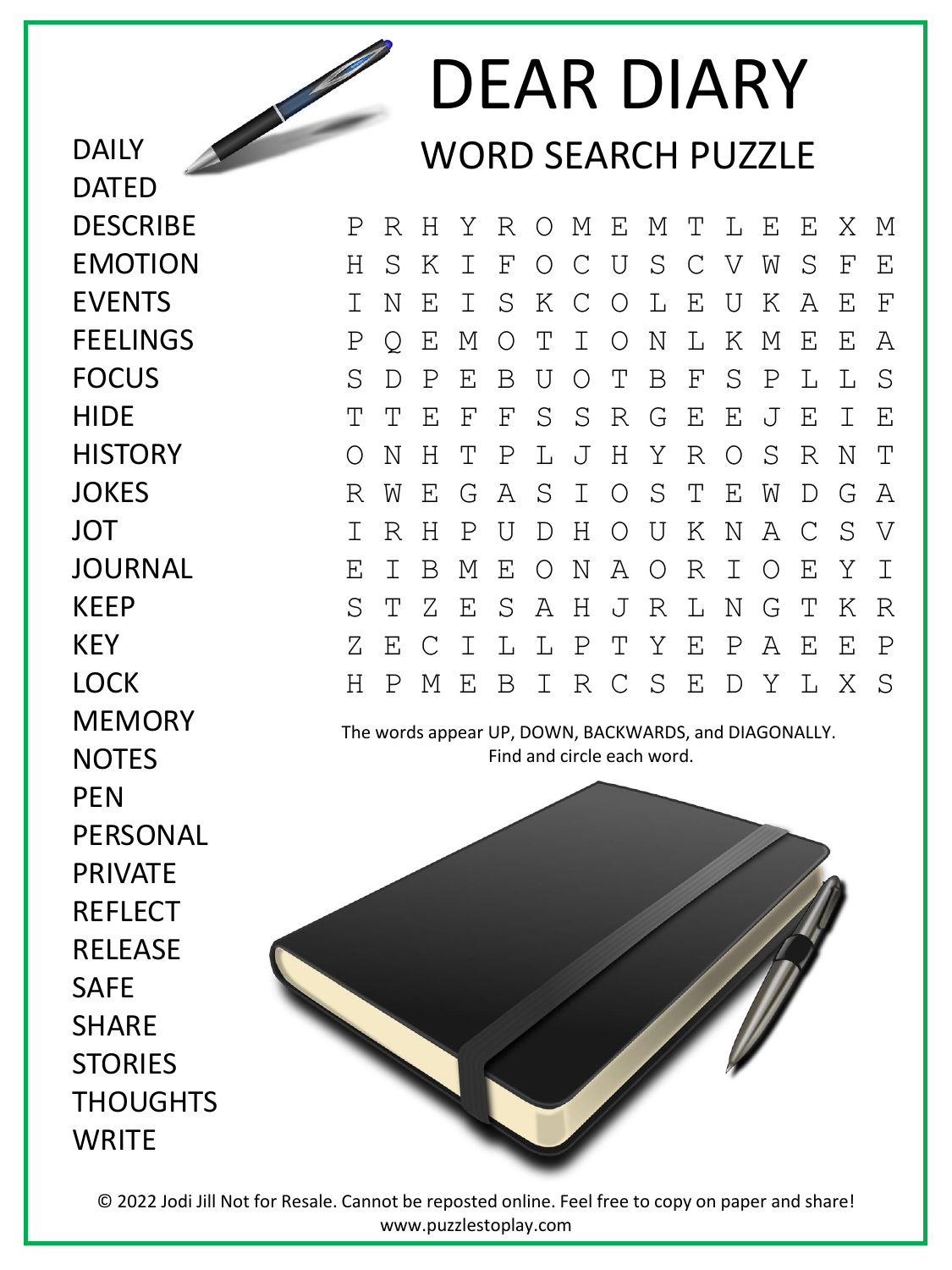# DEAR DIARY

## WORD SEARCH PUZZLE

DAILY
DATED
DESCRIBE
EMOTION
EVENTS
FEELINGS
FOCUS
HIDE
HISTORY
JOKES
JOT
JOURNAL
KEEP
KEY
LOCK
MEMORY
NOTES
PEN
PERSONAL
PRIVATE
REFLECT
RELEASE
SAFE
SHARE
STORIES
THOUGHTS
WRITE

```
P R H Y R O M E M T L E E X M
H S K I F O C U S C V W S F E
I N E I S K C O L E U K A E F
P Q E M O T I O N L K M E E A
S D P E B U O T B F S P L L S
T T E F F S S R G E E J E I E
O N H T P L J H Y R O S R N T
R W E G A S I O S T E W D G A
I R H P U D H O U K N A C S V
E I B M E O N A O R I O E Y I
S T Z E S A H J R L N G T K R
Z E C I L L P T Y E P A E E P
H P M E B I R C S E D Y L X S
```

The words appear UP, DOWN, BACKWARDS, and DIAGONALLY.
Find and circle each word.

© 2022 Jodi Jill Not for Resale. Cannot be reposted online. Feel free to copy on paper and share!
www.puzzlestoplay.com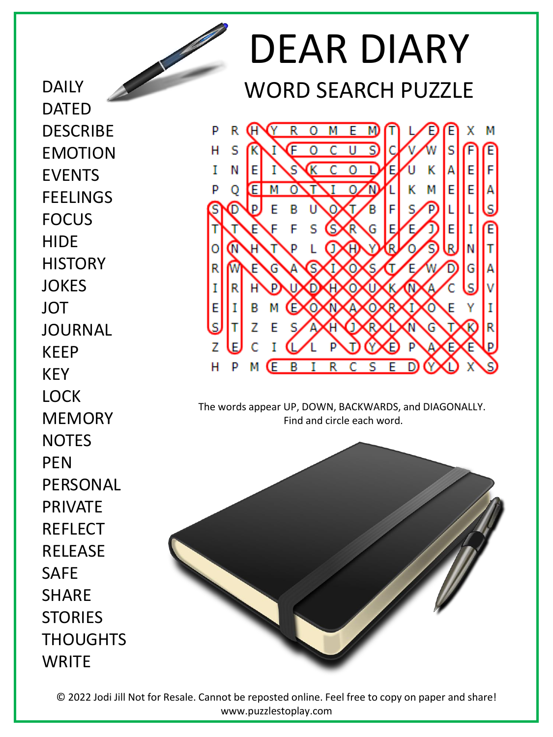# DEAR DIARY

## WORD SEARCH PUZZLE

| | | | | | | | | | | | | | | |
|---|---|---|---|---|---|---|---|---|---|---|---|---|---|---|
| P | R | H | Y | R | O | M | E | M | T | L | E | E | X | M |
| H | S | K | I | F | O | C | U | S | C | V | W | S | F | E |
| I | N | E | I | S | K | C | O | L | E | U | K | A | E | F |
| P | Q | E | M | O | T | I | O | N | L | K | M | E | E | A |
| S | D | P | E | B | U | O | T | B | F | S | P | L | L | S |
| T | T | E | F | F | S | S | R | G | E | E | J | E | I | E |
| O | N | H | T | P | L | J | H | Y | R | O | S | R | N | T |
| R | W | E | G | A | S | I | O | S | T | E | W | D | G | A |
| I | R | H | P | U | D | H | O | U | K | N | A | C | S | V |
| E | I | B | M | E | O | N | A | O | R | I | O | E | Y | I |
| S | T | Z | E | S | A | H | J | R | L | N | G | T | K | R |
| Z | E | C | I | L | L | P | T | Y | E | P | A | E | E | P |
| H | P | M | E | B | I | R | C | S | E | D | Y | L | X | S |

DAILY
DATED
DESCRIBE
EMOTION
EVENTS
FEELINGS
FOCUS
HIDE
HISTORY
JOKES
JOT
JOURNAL
KEEP
KEY
LOCK
MEMORY
NOTES
PEN
PERSONAL
PRIVATE
REFLECT
RELEASE
SAFE
SHARE
STORIES
THOUGHTS
WRITE

The words appear UP, DOWN, BACKWARDS, and DIAGONALLY.
Find and circle each word.

© 2022 Jodi Jill Not for Resale. Cannot be reposted online. Feel free to copy on paper and share!
www.puzzlestoplay.com